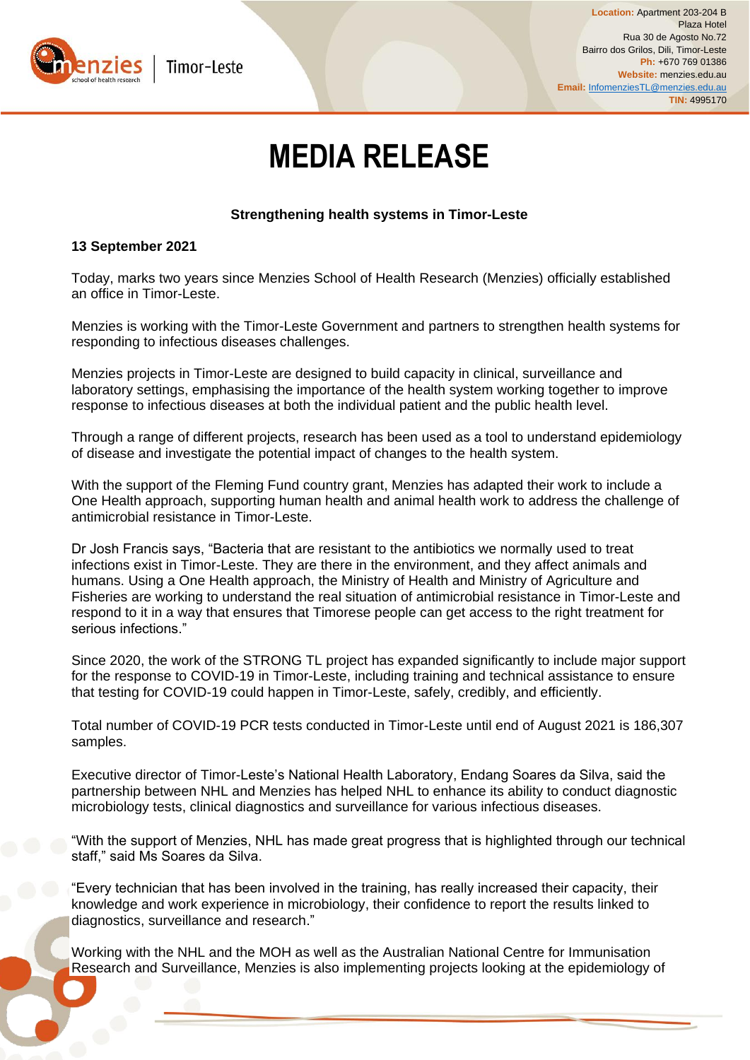Location: Apartment 203-204 B
Plaza Hotel
Rua 30 de Agosto No.72
Bairro dos Grilos, Dili, Timor-Leste
Ph: +670 769 01386
Website: menzies.edu.au
Email: InfomenziesTL@menzies.edu.au
TIN: 4995170

# MEDIA RELEASE

**Strengthening health systems in Timor-Leste**

**13 September 2021**

Today, marks two years since Menzies School of Health Research (Menzies) officially established an office in Timor-Leste.

Menzies is working with the Timor-Leste Government and partners to strengthen health systems for responding to infectious diseases challenges.

Menzies projects in Timor-Leste are designed to build capacity in clinical, surveillance and laboratory settings, emphasising the importance of the health system working together to improve response to infectious diseases at both the individual patient and the public health level.

Through a range of different projects, research has been used as a tool to understand epidemiology of disease and investigate the potential impact of changes to the health system.

With the support of the Fleming Fund country grant, Menzies has adapted their work to include a One Health approach, supporting human health and animal health work to address the challenge of antimicrobial resistance in Timor-Leste.

Dr Josh Francis says, "Bacteria that are resistant to the antibiotics we normally used to treat infections exist in Timor-Leste. They are there in the environment, and they affect animals and humans. Using a One Health approach, the Ministry of Health and Ministry of Agriculture and Fisheries are working to understand the real situation of antimicrobial resistance in Timor-Leste and respond to it in a way that ensures that Timorese people can get access to the right treatment for serious infections."

Since 2020, the work of the STRONG TL project has expanded significantly to include major support for the response to COVID-19 in Timor-Leste, including training and technical assistance to ensure that testing for COVID-19 could happen in Timor-Leste, safely, credibly, and efficiently.

Total number of COVID-19 PCR tests conducted in Timor-Leste until end of August 2021 is 186,307 samples.

Executive director of Timor-Leste's National Health Laboratory, Endang Soares da Silva, said the partnership between NHL and Menzies has helped NHL to enhance its ability to conduct diagnostic microbiology tests, clinical diagnostics and surveillance for various infectious diseases.

"With the support of Menzies, NHL has made great progress that is highlighted through our technical staff," said Ms Soares da Silva.

"Every technician that has been involved in the training, has really increased their capacity, their knowledge and work experience in microbiology, their confidence to report the results linked to diagnostics, surveillance and research."

Working with the NHL and the MOH as well as the Australian National Centre for Immunisation Research and Surveillance, Menzies is also implementing projects looking at the epidemiology of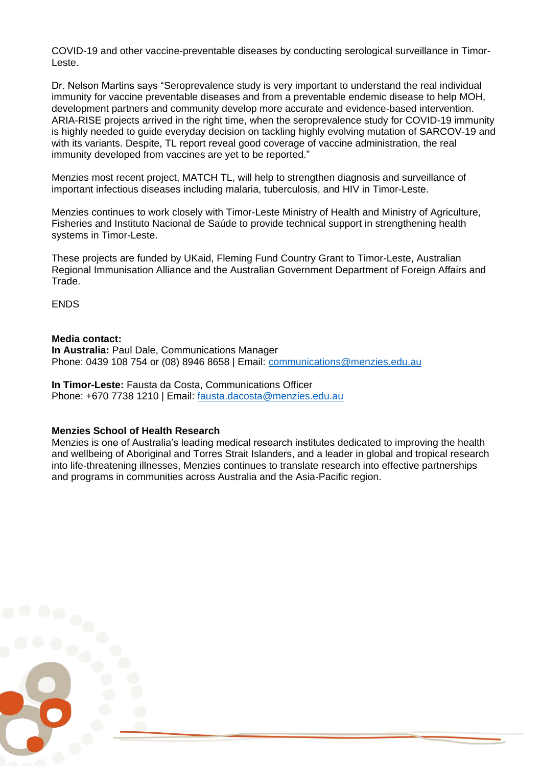COVID-19 and other vaccine-preventable diseases by conducting serological surveillance in Timor-Leste.

Dr. Nelson Martins says "Seroprevalence study is very important to understand the real individual immunity for vaccine preventable diseases and from a preventable endemic disease to help MOH, development partners and community develop more accurate and evidence-based intervention. ARIA-RISE projects arrived in the right time, when the seroprevalence study for COVID-19 immunity is highly needed to guide everyday decision on tackling highly evolving mutation of SARCOV-19 and with its variants. Despite, TL report reveal good coverage of vaccine administration, the real immunity developed from vaccines are yet to be reported."

Menzies most recent project, MATCH TL, will help to strengthen diagnosis and surveillance of important infectious diseases including malaria, tuberculosis, and HIV in Timor-Leste.

Menzies continues to work closely with Timor-Leste Ministry of Health and Ministry of Agriculture, Fisheries and Instituto Nacional de Saúde to provide technical support in strengthening health systems in Timor-Leste.

These projects are funded by UKaid, Fleming Fund Country Grant to Timor-Leste, Australian Regional Immunisation Alliance and the Australian Government Department of Foreign Affairs and Trade.

ENDS

**Media contact:**
**In Australia:** Paul Dale, Communications Manager
Phone: 0439 108 754 or (08) 8946 8658 | Email: communications@menzies.edu.au

**In Timor-Leste:** Fausta da Costa, Communications Officer
Phone: +670 7738 1210 | Email: fausta.dacosta@menzies.edu.au

**Menzies School of Health Research**
Menzies is one of Australia's leading medical research institutes dedicated to improving the health and wellbeing of Aboriginal and Torres Strait Islanders, and a leader in global and tropical research into life-threatening illnesses, Menzies continues to translate research into effective partnerships and programs in communities across Australia and the Asia-Pacific region.